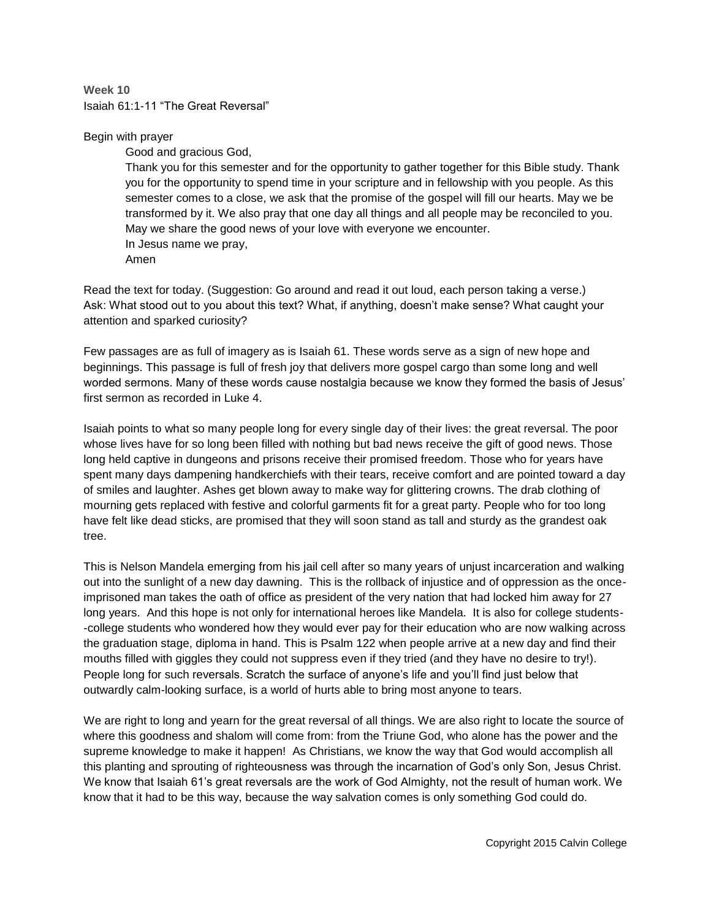**Week 10**
Isaiah 61:1-11 "The Great Reversal"

Begin with prayer

> Good and gracious God,
> Thank you for this semester and for the opportunity to gather together for this Bible study. Thank you for the opportunity to spend time in your scripture and in fellowship with you people. As this semester comes to a close, we ask that the promise of the gospel will fill our hearts. May we be transformed by it. We also pray that one day all things and all people may be reconciled to you. May we share the good news of your love with everyone we encounter.
> In Jesus name we pray,
> Amen

Read the text for today. (Suggestion: Go around and read it out loud, each person taking a verse.)
Ask: What stood out to you about this text? What, if anything, doesn't make sense? What caught your attention and sparked curiosity?

Few passages are as full of imagery as is Isaiah 61. These words serve as a sign of new hope and beginnings. This passage is full of fresh joy that delivers more gospel cargo than some long and well worded sermons. Many of these words cause nostalgia because we know they formed the basis of Jesus' first sermon as recorded in Luke 4.

Isaiah points to what so many people long for every single day of their lives: the great reversal. The poor whose lives have for so long been filled with nothing but bad news receive the gift of good news. Those long held captive in dungeons and prisons receive their promised freedom. Those who for years have spent many days dampening handkerchiefs with their tears, receive comfort and are pointed toward a day of smiles and laughter. Ashes get blown away to make way for glittering crowns. The drab clothing of mourning gets replaced with festive and colorful garments fit for a great party. People who for too long have felt like dead sticks, are promised that they will soon stand as tall and sturdy as the grandest oak tree.

This is Nelson Mandela emerging from his jail cell after so many years of unjust incarceration and walking out into the sunlight of a new day dawning. This is the rollback of injustice and of oppression as the once-imprisoned man takes the oath of office as president of the very nation that had locked him away for 27 long years. And this hope is not only for international heroes like Mandela. It is also for college students--college students who wondered how they would ever pay for their education who are now walking across the graduation stage, diploma in hand. This is Psalm 122 when people arrive at a new day and find their mouths filled with giggles they could not suppress even if they tried (and they have no desire to try!). People long for such reversals. Scratch the surface of anyone's life and you'll find just below that outwardly calm-looking surface, is a world of hurts able to bring most anyone to tears.

We are right to long and yearn for the great reversal of all things. We are also right to locate the source of where this goodness and shalom will come from: from the Triune God, who alone has the power and the supreme knowledge to make it happen! As Christians, we know the way that God would accomplish all this planting and sprouting of righteousness was through the incarnation of God's only Son, Jesus Christ. We know that Isaiah 61's great reversals are the work of God Almighty, not the result of human work. We know that it had to be this way, because the way salvation comes is only something God could do.

Copyright 2015 Calvin College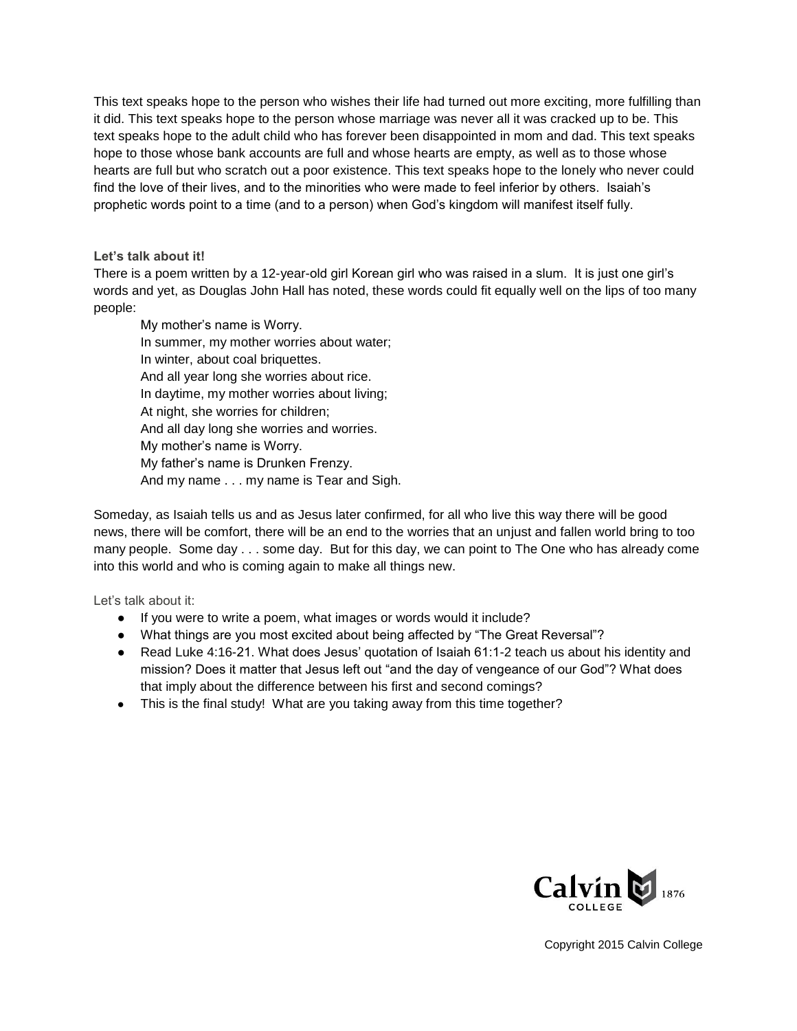This text speaks hope to the person who wishes their life had turned out more exciting, more fulfilling than it did. This text speaks hope to the person whose marriage was never all it was cracked up to be. This text speaks hope to the adult child who has forever been disappointed in mom and dad. This text speaks hope to those whose bank accounts are full and whose hearts are empty, as well as to those whose hearts are full but who scratch out a poor existence. This text speaks hope to the lonely who never could find the love of their lives, and to the minorities who were made to feel inferior by others. Isaiah's prophetic words point to a time (and to a person) when God's kingdom will manifest itself fully.

**Let's talk about it!**

There is a poem written by a 12-year-old girl Korean girl who was raised in a slum. It is just one girl's words and yet, as Douglas John Hall has noted, these words could fit equally well on the lips of too many people:

> My mother's name is Worry.
> In summer, my mother worries about water;
> In winter, about coal briquettes.
> And all year long she worries about rice.
> In daytime, my mother worries about living;
> At night, she worries for children;
> And all day long she worries and worries.
> My mother's name is Worry.
> My father's name is Drunken Frenzy.
> And my name . . . my name is Tear and Sigh.

Someday, as Isaiah tells us and as Jesus later confirmed, for all who live this way there will be good news, there will be comfort, there will be an end to the worries that an unjust and fallen world bring to too many people. Some day . . . some day. But for this day, we can point to The One who has already come into this world and who is coming again to make all things new.

Let's talk about it:

- If you were to write a poem, what images or words would it include?
- What things are you most excited about being affected by "The Great Reversal"?
- Read Luke 4:16-21. What does Jesus' quotation of Isaiah 61:1-2 teach us about his identity and mission? Does it matter that Jesus left out "and the day of vengeance of our God"? What does that imply about the difference between his first and second comings?
- This is the final study! What are you taking away from this time together?

Calvin COLLEGE 1876

Copyright 2015 Calvin College